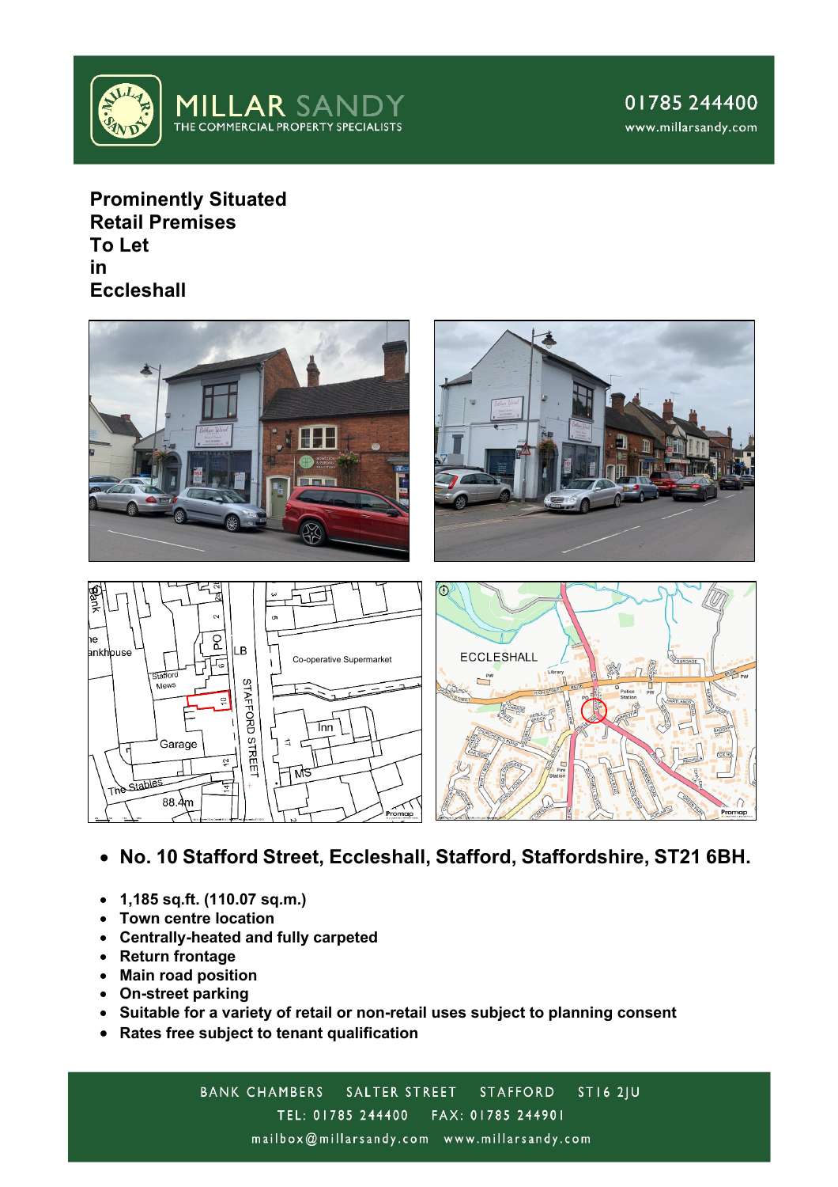MILLAR SANDY
THE COMMERCIAL PROPERTY SPECIALISTS

01785 244400
www.millarsandy.com

# Prominently Situated Retail Premises To Let in Eccleshall

- **No. 10 Stafford Street, Eccleshall, Stafford, Staffordshire, ST21 6BH.**

- **1,185 sq.ft. (110.07 sq.m.)**
- **Town centre location**
- **Centrally-heated and fully carpeted**
- **Return frontage**
- **Main road position**
- **On-street parking**
- **Suitable for a variety of retail or non-retail uses subject to planning consent**
- **Rates free subject to tenant qualification**

BANK CHAMBERS SALTER STREET STAFFORD ST16 2JU
TEL: 01785 244400 FAX: 01785 244901
mailbox@millarsandy.com www.millarsandy.com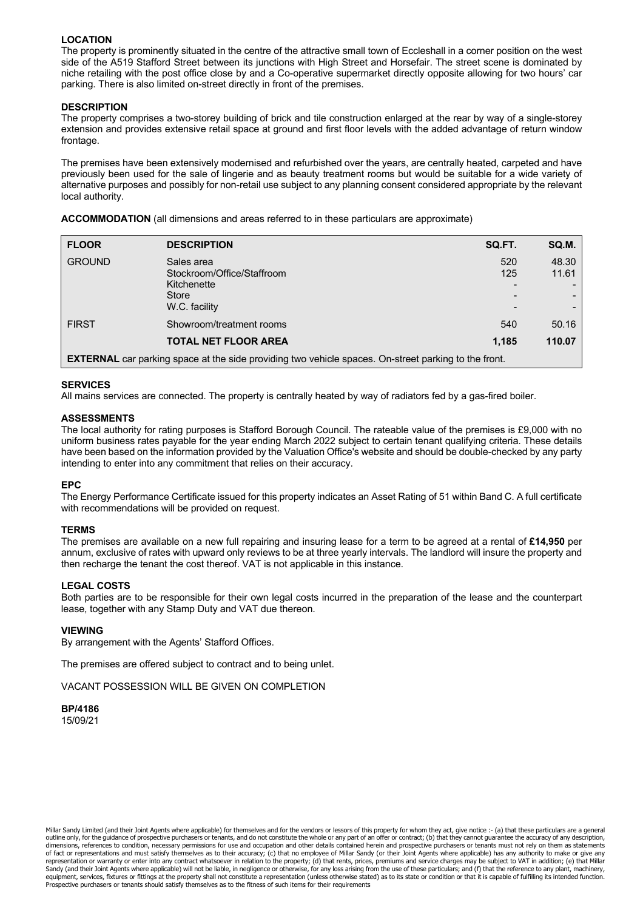**LOCATION**
The property is prominently situated in the centre of the attractive small town of Eccleshall in a corner position on the west side of the A519 Stafford Street between its junctions with High Street and Horsefair. The street scene is dominated by niche retailing with the post office close by and a Co-operative supermarket directly opposite allowing for two hours' car parking. There is also limited on-street directly in front of the premises.

**DESCRIPTION**
The property comprises a two-storey building of brick and tile construction enlarged at the rear by way of a single-storey extension and provides extensive retail space at ground and first floor levels with the added advantage of return window frontage.

The premises have been extensively modernised and refurbished over the years, are centrally heated, carpeted and have previously been used for the sale of lingerie and as beauty treatment rooms but would be suitable for a wide variety of alternative purposes and possibly for non-retail use subject to any planning consent considered appropriate by the relevant local authority.

**ACCOMMODATION** (all dimensions and areas referred to in these particulars are approximate)

| FLOOR | DESCRIPTION | SQ.FT. | SQ.M. |
|---|---|---|---|
| GROUND | Sales area | 520 | 48.30 |
| | Stockroom/Office/Staffroom | 125 | 11.61 |
| | Kitchenette | - | - |
| | Store | - | - |
| | W.C. facility | - | - |
| FIRST | Showroom/treatment rooms | 540 | 50.16 |
| | **TOTAL NET FLOOR AREA** | **1,185** | **110.07** |
| **EXTERNAL** car parking space at the side providing two vehicle spaces. On-street parking to the front. | | | |

**SERVICES**
All mains services are connected. The property is centrally heated by way of radiators fed by a gas-fired boiler.

**ASSESSMENTS**
The local authority for rating purposes is Stafford Borough Council. The rateable value of the premises is £9,000 with no uniform business rates payable for the year ending March 2022 subject to certain tenant qualifying criteria. These details have been based on the information provided by the Valuation Office's website and should be double-checked by any party intending to enter into any commitment that relies on their accuracy.

**EPC**
The Energy Performance Certificate issued for this property indicates an Asset Rating of 51 within Band C. A full certificate with recommendations will be provided on request.

**TERMS**
The premises are available on a new full repairing and insuring lease for a term to be agreed at a rental of **£14,950** per annum, exclusive of rates with upward only reviews to be at three yearly intervals. The landlord will insure the property and then recharge the tenant the cost thereof. VAT is not applicable in this instance.

**LEGAL COSTS**
Both parties are to be responsible for their own legal costs incurred in the preparation of the lease and the counterpart lease, together with any Stamp Duty and VAT due thereon.

**VIEWING**
By arrangement with the Agents' Stafford Offices.

The premises are offered subject to contract and to being unlet.

VACANT POSSESSION WILL BE GIVEN ON COMPLETION

**BP/4186**
15/09/21

Millar Sandy Limited (and their Joint Agents where applicable) for themselves and for the vendors or lessors of this property for whom they act, give notice :- (a) that these particulars are a general outline only, for the guidance of prospective purchasers or tenants, and do not constitute the whole or any part of an offer or contract; (b) that they cannot guarantee the accuracy of any description, dimensions, references to condition, necessary permissions for use and occupation and other details contained herein and prospective purchasers or tenants must not rely on them as statements of fact or representations and must satisfy themselves as to their accuracy; (c) that no employee of Millar Sandy (or their Joint Agents where applicable) has any authority to make or give any representation or warranty or enter into any contract whatsoever in relation to the property; (d) that rents, prices, premiums and service charges may be subject to VAT in addition; (e) that Millar Sandy (and their Joint Agents where applicable) will not be liable, in negligence or otherwise, for any loss arising from the use of these particulars; and (f) that the reference to any plant, machinery, equipment, services, fixtures or fittings at the property shall not constitute a representation (unless otherwise stated) as to its state or condition or that it is capable of fulfilling its intended function. Prospective purchasers or tenants should satisfy themselves as to the fitness of such items for their requirements